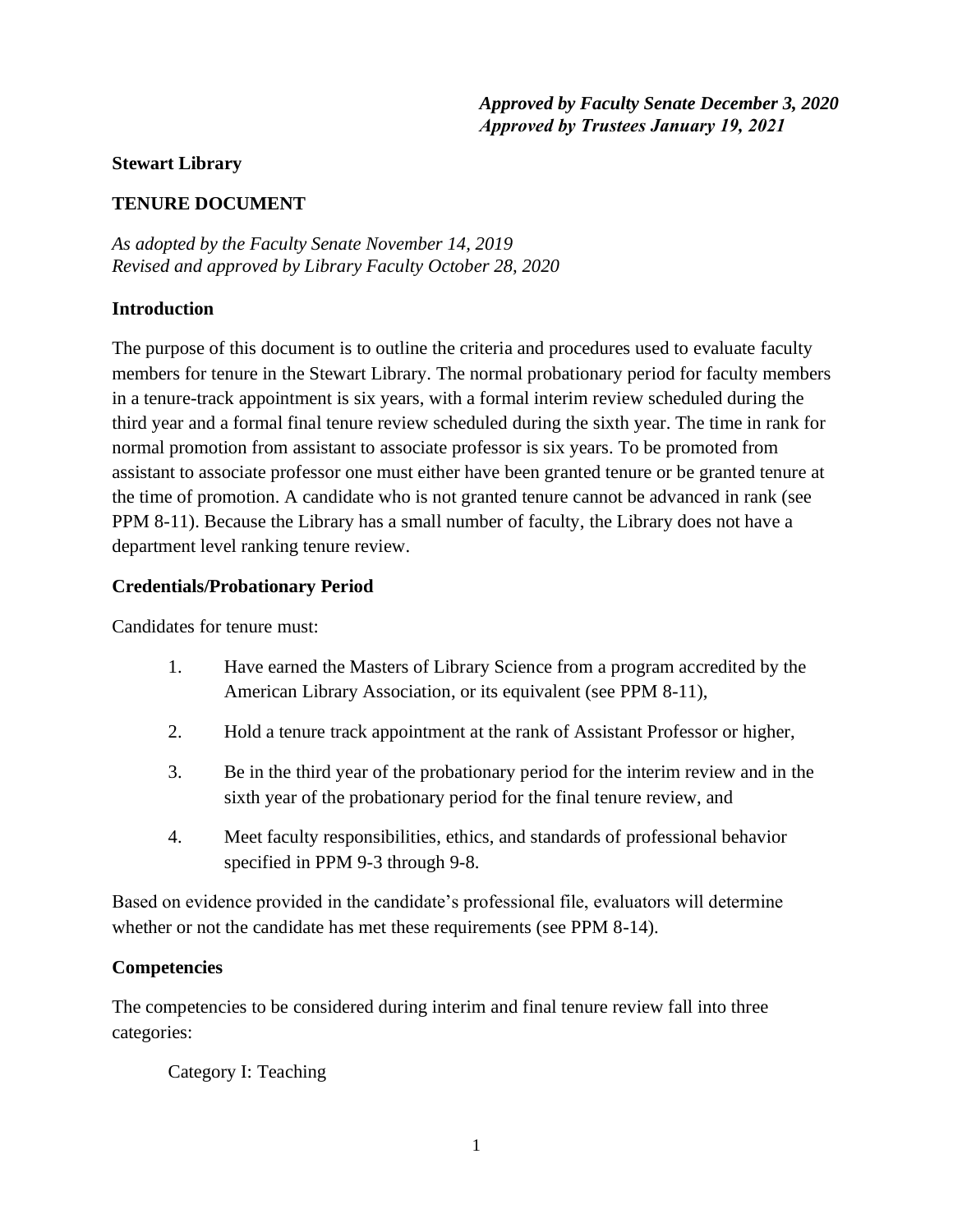***Approved by Faculty Senate December 3, 2020***
***Approved by Trustees January 19, 2021***

**Stewart Library**

**TENURE DOCUMENT**

*As adopted by the Faculty Senate November 14, 2019*
*Revised and approved by Library Faculty October 28, 2020*

**Introduction**

The purpose of this document is to outline the criteria and procedures used to evaluate faculty members for tenure in the Stewart Library. The normal probationary period for faculty members in a tenure-track appointment is six years, with a formal interim review scheduled during the third year and a formal final tenure review scheduled during the sixth year. The time in rank for normal promotion from assistant to associate professor is six years. To be promoted from assistant to associate professor one must either have been granted tenure or be granted tenure at the time of promotion. A candidate who is not granted tenure cannot be advanced in rank (see PPM 8-11). Because the Library has a small number of faculty, the Library does not have a department level ranking tenure review.

**Credentials/Probationary Period**

Candidates for tenure must:

1. Have earned the Masters of Library Science from a program accredited by the American Library Association, or its equivalent (see PPM 8-11),
2. Hold a tenure track appointment at the rank of Assistant Professor or higher,
3. Be in the third year of the probationary period for the interim review and in the sixth year of the probationary period for the final tenure review, and
4. Meet faculty responsibilities, ethics, and standards of professional behavior specified in PPM 9-3 through 9-8.

Based on evidence provided in the candidate's professional file, evaluators will determine whether or not the candidate has met these requirements (see PPM 8-14).

**Competencies**

The competencies to be considered during interim and final tenure review fall into three categories:

Category I: Teaching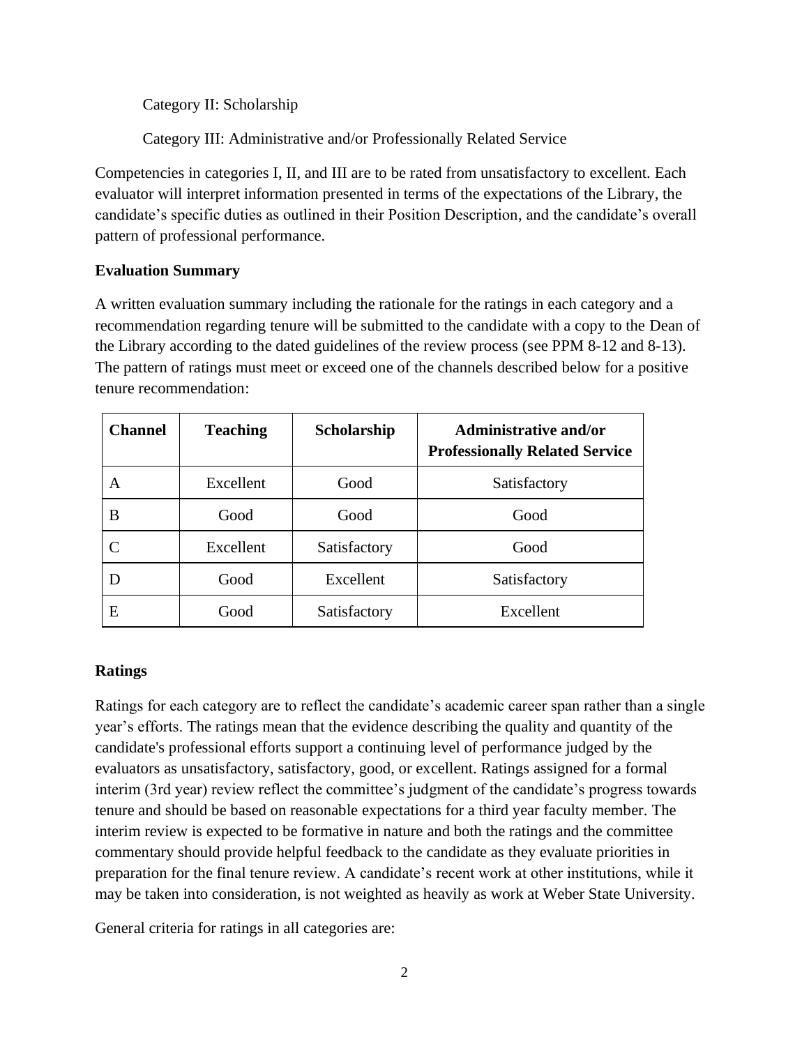Category II: Scholarship

Category III: Administrative and/or Professionally Related Service

Competencies in categories I, II, and III are to be rated from unsatisfactory to excellent. Each evaluator will interpret information presented in terms of the expectations of the Library, the candidate's specific duties as outlined in their Position Description, and the candidate's overall pattern of professional performance.

**Evaluation Summary**

A written evaluation summary including the rationale for the ratings in each category and a recommendation regarding tenure will be submitted to the candidate with a copy to the Dean of the Library according to the dated guidelines of the review process (see PPM 8-12 and 8-13). The pattern of ratings must meet or exceed one of the channels described below for a positive tenure recommendation:

| Channel | Teaching | Scholarship | Administrative and/or Professionally Related Service |
|---|---|---|---|
| A | Excellent | Good | Satisfactory |
| B | Good | Good | Good |
| C | Excellent | Satisfactory | Good |
| D | Good | Excellent | Satisfactory |
| E | Good | Satisfactory | Excellent |

**Ratings**

Ratings for each category are to reflect the candidate's academic career span rather than a single year's efforts. The ratings mean that the evidence describing the quality and quantity of the candidate's professional efforts support a continuing level of performance judged by the evaluators as unsatisfactory, satisfactory, good, or excellent. Ratings assigned for a formal interim (3rd year) review reflect the committee's judgment of the candidate's progress towards tenure and should be based on reasonable expectations for a third year faculty member. The interim review is expected to be formative in nature and both the ratings and the committee commentary should provide helpful feedback to the candidate as they evaluate priorities in preparation for the final tenure review. A candidate's recent work at other institutions, while it may be taken into consideration, is not weighted as heavily as work at Weber State University.

General criteria for ratings in all categories are: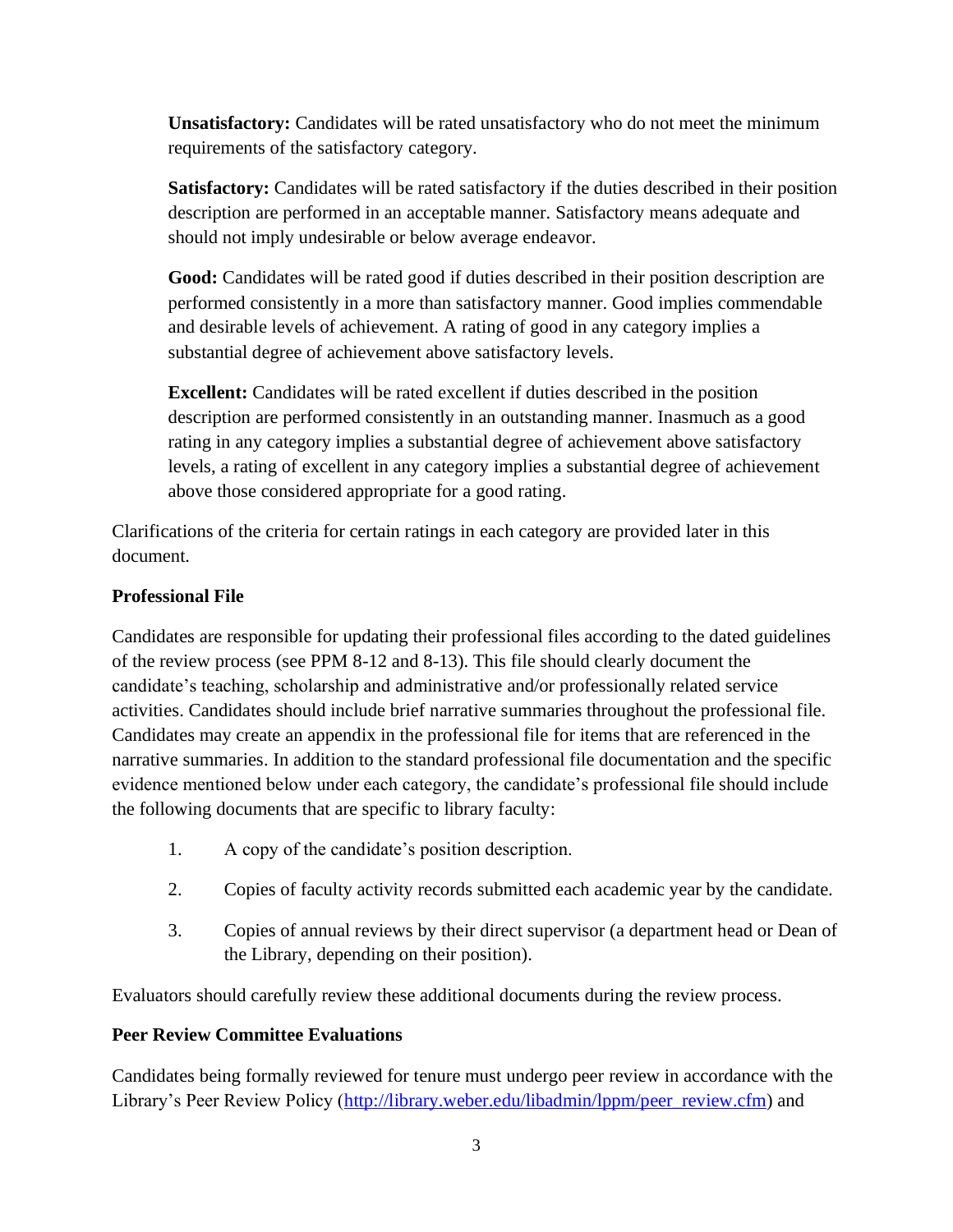**Unsatisfactory:** Candidates will be rated unsatisfactory who do not meet the minimum requirements of the satisfactory category.

**Satisfactory:** Candidates will be rated satisfactory if the duties described in their position description are performed in an acceptable manner. Satisfactory means adequate and should not imply undesirable or below average endeavor.

**Good:** Candidates will be rated good if duties described in their position description are performed consistently in a more than satisfactory manner. Good implies commendable and desirable levels of achievement. A rating of good in any category implies a substantial degree of achievement above satisfactory levels.

**Excellent:** Candidates will be rated excellent if duties described in the position description are performed consistently in an outstanding manner. Inasmuch as a good rating in any category implies a substantial degree of achievement above satisfactory levels, a rating of excellent in any category implies a substantial degree of achievement above those considered appropriate for a good rating.

Clarifications of the criteria for certain ratings in each category are provided later in this document.

**Professional File**

Candidates are responsible for updating their professional files according to the dated guidelines of the review process (see PPM 8-12 and 8-13). This file should clearly document the candidate's teaching, scholarship and administrative and/or professionally related service activities. Candidates should include brief narrative summaries throughout the professional file. Candidates may create an appendix in the professional file for items that are referenced in the narrative summaries. In addition to the standard professional file documentation and the specific evidence mentioned below under each category, the candidate's professional file should include the following documents that are specific to library faculty:

1. A copy of the candidate's position description.
2. Copies of faculty activity records submitted each academic year by the candidate.
3. Copies of annual reviews by their direct supervisor (a department head or Dean of the Library, depending on their position).

Evaluators should carefully review these additional documents during the review process.

**Peer Review Committee Evaluations**

Candidates being formally reviewed for tenure must undergo peer review in accordance with the Library's Peer Review Policy (http://library.weber.edu/libadmin/lppm/peer_review.cfm) and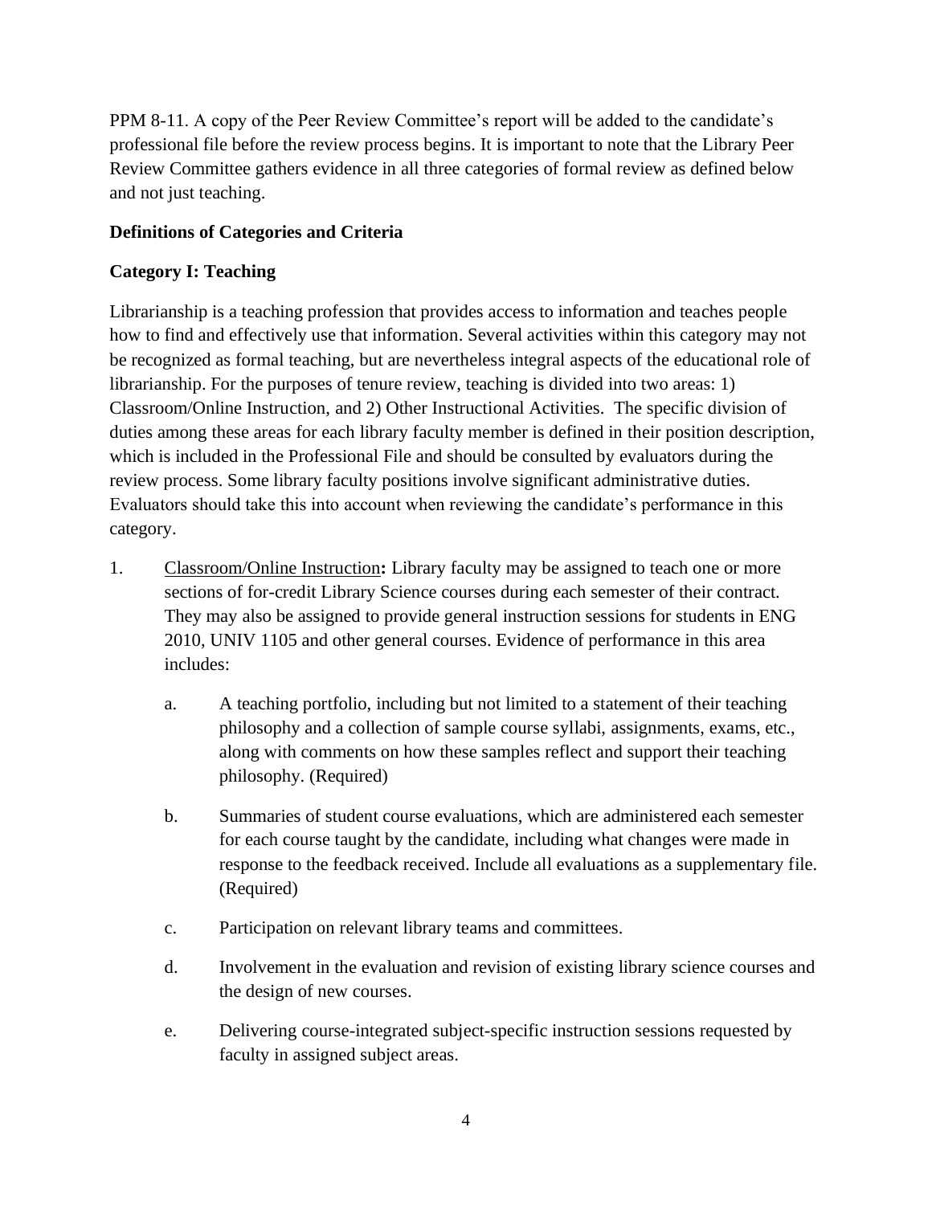PPM 8-11. A copy of the Peer Review Committee's report will be added to the candidate's professional file before the review process begins. It is important to note that the Library Peer Review Committee gathers evidence in all three categories of formal review as defined below and not just teaching.

**Definitions of Categories and Criteria**

**Category I: Teaching**

Librarianship is a teaching profession that provides access to information and teaches people how to find and effectively use that information. Several activities within this category may not be recognized as formal teaching, but are nevertheless integral aspects of the educational role of librarianship. For the purposes of tenure review, teaching is divided into two areas: 1) Classroom/Online Instruction, and 2) Other Instructional Activities. The specific division of duties among these areas for each library faculty member is defined in their position description, which is included in the Professional File and should be consulted by evaluators during the review process. Some library faculty positions involve significant administrative duties. Evaluators should take this into account when reviewing the candidate's performance in this category.

1. <u>Classroom/Online Instruction</u>**:** Library faculty may be assigned to teach one or more sections of for-credit Library Science courses during each semester of their contract. They may also be assigned to provide general instruction sessions for students in ENG 2010, UNIV 1105 and other general courses. Evidence of performance in this area includes:

   a. A teaching portfolio, including but not limited to a statement of their teaching philosophy and a collection of sample course syllabi, assignments, exams, etc., along with comments on how these samples reflect and support their teaching philosophy. (Required)

   b. Summaries of student course evaluations, which are administered each semester for each course taught by the candidate, including what changes were made in response to the feedback received. Include all evaluations as a supplementary file. (Required)

   c. Participation on relevant library teams and committees.

   d. Involvement in the evaluation and revision of existing library science courses and the design of new courses.

   e. Delivering course-integrated subject-specific instruction sessions requested by faculty in assigned subject areas.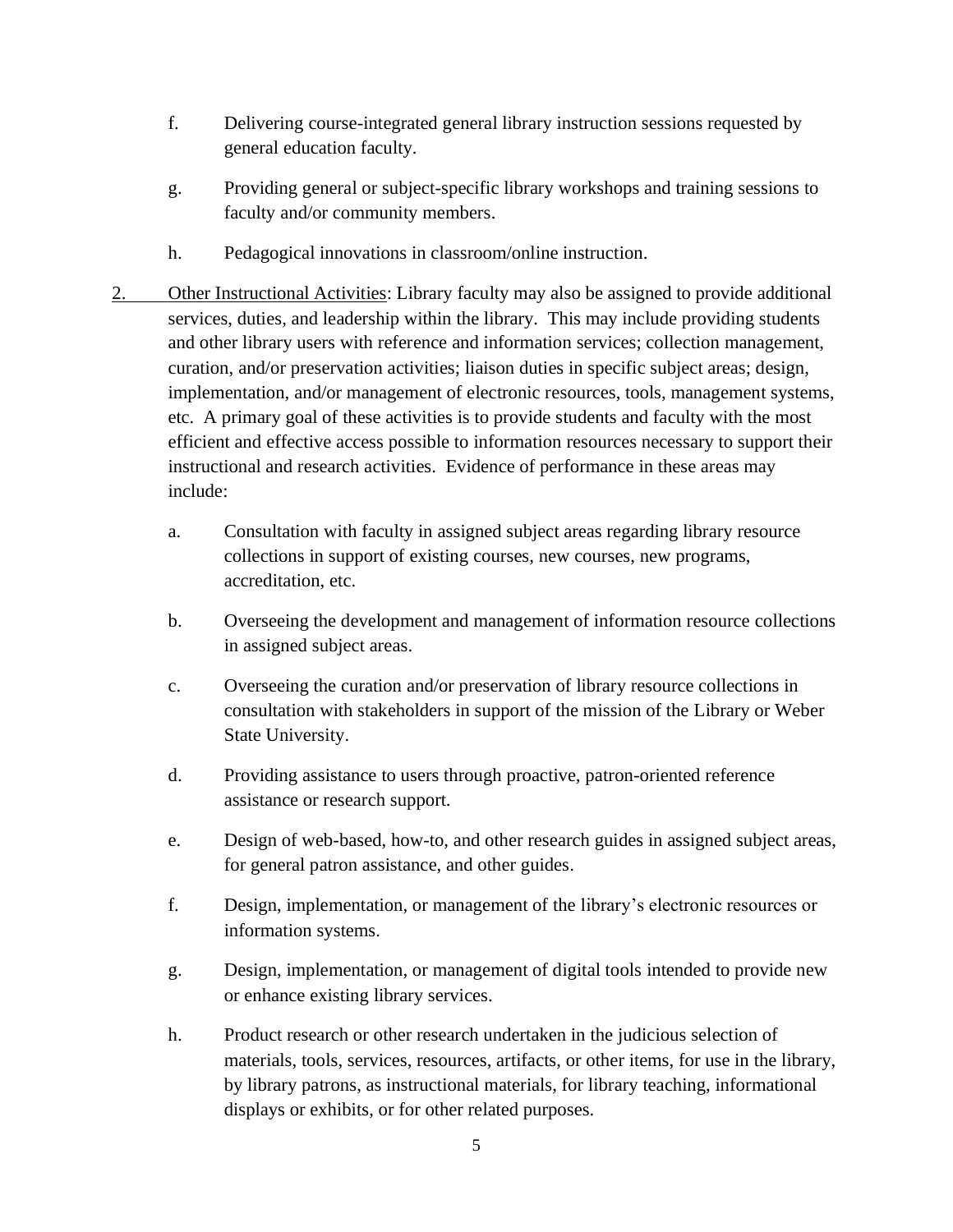f. Delivering course-integrated general library instruction sessions requested by general education faculty.

g. Providing general or subject-specific library workshops and training sessions to faculty and/or community members.

h. Pedagogical innovations in classroom/online instruction.

2. <u>Other Instructional Activities</u>: Library faculty may also be assigned to provide additional services, duties, and leadership within the library. This may include providing students and other library users with reference and information services; collection management, curation, and/or preservation activities; liaison duties in specific subject areas; design, implementation, and/or management of electronic resources, tools, management systems, etc. A primary goal of these activities is to provide students and faculty with the most efficient and effective access possible to information resources necessary to support their instructional and research activities. Evidence of performance in these areas may include:

   a. Consultation with faculty in assigned subject areas regarding library resource collections in support of existing courses, new courses, new programs, accreditation, etc.

   b. Overseeing the development and management of information resource collections in assigned subject areas.

   c. Overseeing the curation and/or preservation of library resource collections in consultation with stakeholders in support of the mission of the Library or Weber State University.

   d. Providing assistance to users through proactive, patron-oriented reference assistance or research support.

   e. Design of web-based, how-to, and other research guides in assigned subject areas, for general patron assistance, and other guides.

   f. Design, implementation, or management of the library's electronic resources or information systems.

   g. Design, implementation, or management of digital tools intended to provide new or enhance existing library services.

   h. Product research or other research undertaken in the judicious selection of materials, tools, services, resources, artifacts, or other items, for use in the library, by library patrons, as instructional materials, for library teaching, informational displays or exhibits, or for other related purposes.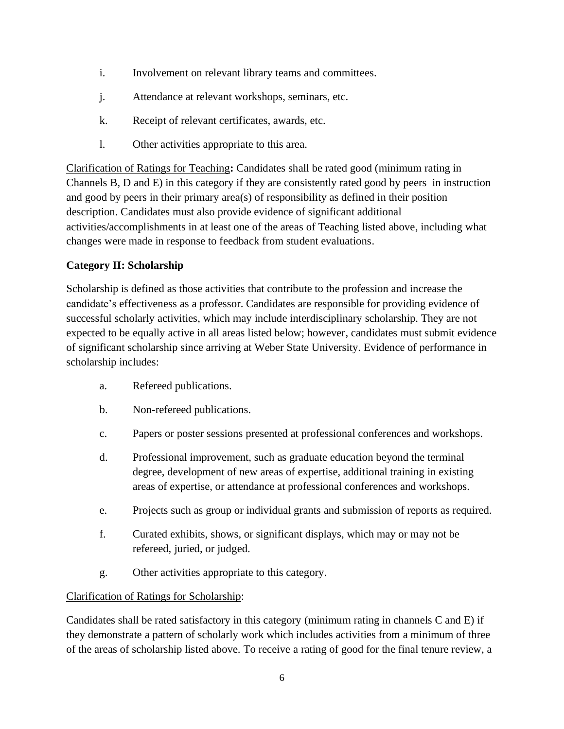i. Involvement on relevant library teams and committees.

j. Attendance at relevant workshops, seminars, etc.

k. Receipt of relevant certificates, awards, etc.

l. Other activities appropriate to this area.

Clarification of Ratings for Teaching**:** Candidates shall be rated good (minimum rating in Channels B, D and E) in this category if they are consistently rated good by peers in instruction and good by peers in their primary area(s) of responsibility as defined in their position description. Candidates must also provide evidence of significant additional activities/accomplishments in at least one of the areas of Teaching listed above, including what changes were made in response to feedback from student evaluations.

**Category II: Scholarship**

Scholarship is defined as those activities that contribute to the profession and increase the candidate's effectiveness as a professor. Candidates are responsible for providing evidence of successful scholarly activities, which may include interdisciplinary scholarship. They are not expected to be equally active in all areas listed below; however, candidates must submit evidence of significant scholarship since arriving at Weber State University. Evidence of performance in scholarship includes:

a. Refereed publications.

b. Non-refereed publications.

c. Papers or poster sessions presented at professional conferences and workshops.

d. Professional improvement, such as graduate education beyond the terminal degree, development of new areas of expertise, additional training in existing areas of expertise, or attendance at professional conferences and workshops.

e. Projects such as group or individual grants and submission of reports as required.

f. Curated exhibits, shows, or significant displays, which may or may not be refereed, juried, or judged.

g. Other activities appropriate to this category.

Clarification of Ratings for Scholarship:

Candidates shall be rated satisfactory in this category (minimum rating in channels C and E) if they demonstrate a pattern of scholarly work which includes activities from a minimum of three of the areas of scholarship listed above. To receive a rating of good for the final tenure review, a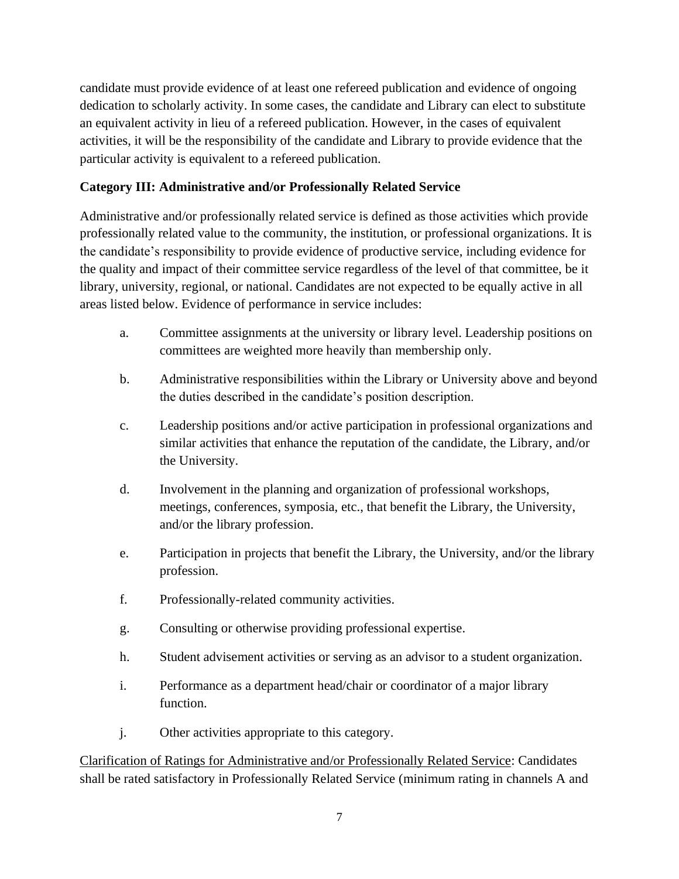candidate must provide evidence of at least one refereed publication and evidence of ongoing dedication to scholarly activity. In some cases, the candidate and Library can elect to substitute an equivalent activity in lieu of a refereed publication. However, in the cases of equivalent activities, it will be the responsibility of the candidate and Library to provide evidence that the particular activity is equivalent to a refereed publication.

**Category III: Administrative and/or Professionally Related Service**

Administrative and/or professionally related service is defined as those activities which provide professionally related value to the community, the institution, or professional organizations. It is the candidate's responsibility to provide evidence of productive service, including evidence for the quality and impact of their committee service regardless of the level of that committee, be it library, university, regional, or national. Candidates are not expected to be equally active in all areas listed below. Evidence of performance in service includes:

a. Committee assignments at the university or library level. Leadership positions on committees are weighted more heavily than membership only.

b. Administrative responsibilities within the Library or University above and beyond the duties described in the candidate's position description.

c. Leadership positions and/or active participation in professional organizations and similar activities that enhance the reputation of the candidate, the Library, and/or the University.

d. Involvement in the planning and organization of professional workshops, meetings, conferences, symposia, etc., that benefit the Library, the University, and/or the library profession.

e. Participation in projects that benefit the Library, the University, and/or the library profession.

f. Professionally-related community activities.

g. Consulting or otherwise providing professional expertise.

h. Student advisement activities or serving as an advisor to a student organization.

i. Performance as a department head/chair or coordinator of a major library function.

j. Other activities appropriate to this category.

<u>Clarification of Ratings for Administrative and/or Professionally Related Service</u>: Candidates shall be rated satisfactory in Professionally Related Service (minimum rating in channels A and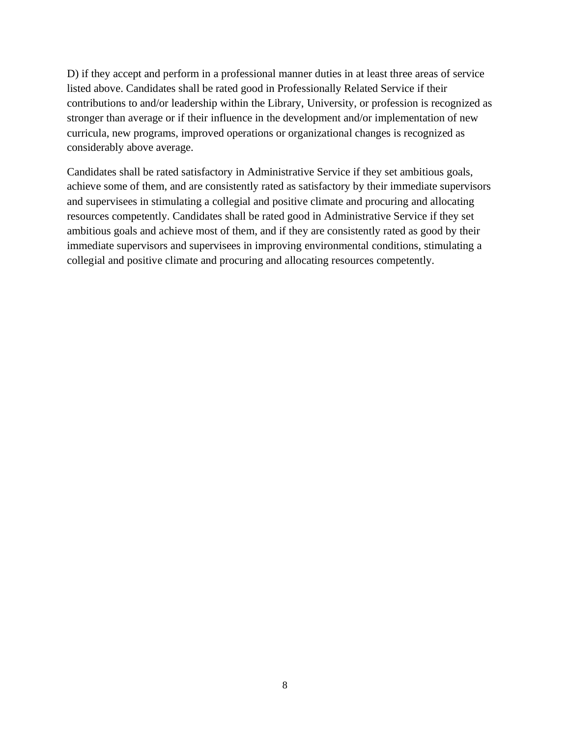D) if they accept and perform in a professional manner duties in at least three areas of service listed above. Candidates shall be rated good in Professionally Related Service if their contributions to and/or leadership within the Library, University, or profession is recognized as stronger than average or if their influence in the development and/or implementation of new curricula, new programs, improved operations or organizational changes is recognized as considerably above average.

Candidates shall be rated satisfactory in Administrative Service if they set ambitious goals, achieve some of them, and are consistently rated as satisfactory by their immediate supervisors and supervisees in stimulating a collegial and positive climate and procuring and allocating resources competently. Candidates shall be rated good in Administrative Service if they set ambitious goals and achieve most of them, and if they are consistently rated as good by their immediate supervisors and supervisees in improving environmental conditions, stimulating a collegial and positive climate and procuring and allocating resources competently.